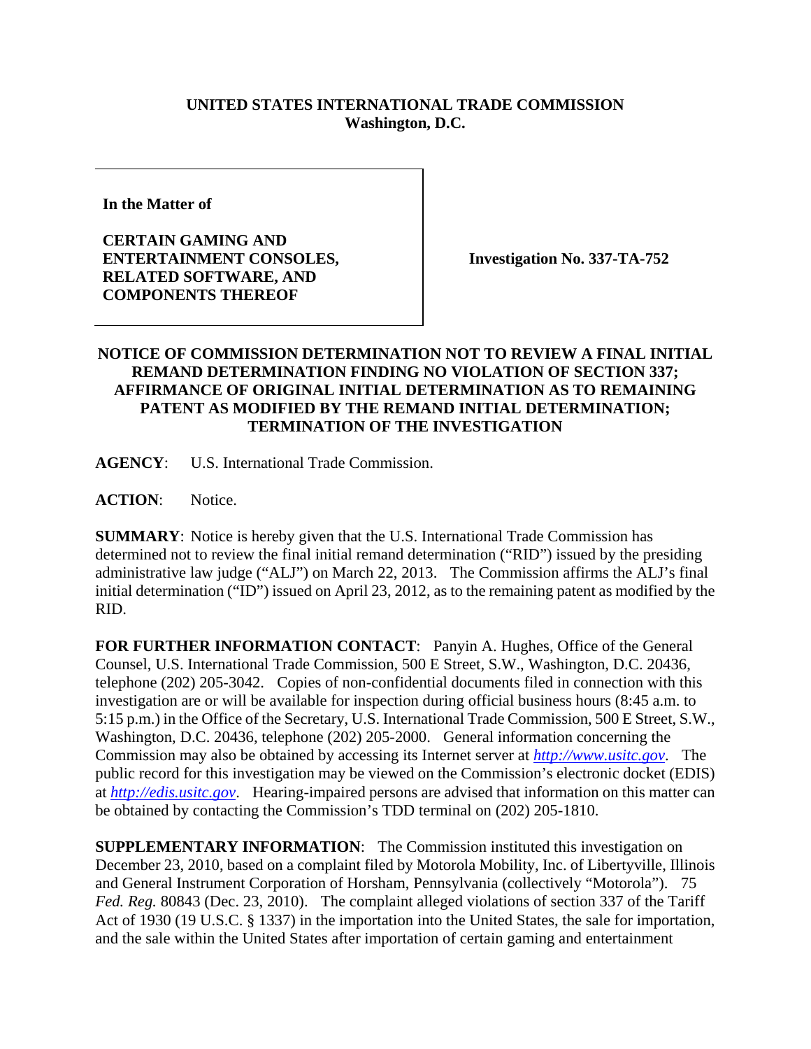**UNITED STATES INTERNATIONAL TRADE COMMISSION**
**Washington, D.C.**

| In the Matter of<br><br>**CERTAIN GAMING AND ENTERTAINMENT CONSOLES, RELATED SOFTWARE, AND COMPONENTS THEREOF** | **Investigation No. 337-TA-752** |
|---|---|

**NOTICE OF COMMISSION DETERMINATION NOT TO REVIEW A FINAL INITIAL REMAND DETERMINATION FINDING NO VIOLATION OF SECTION 337; AFFIRMANCE OF ORIGINAL INITIAL DETERMINATION AS TO REMAINING PATENT AS MODIFIED BY THE REMAND INITIAL DETERMINATION; TERMINATION OF THE INVESTIGATION**

**AGENCY**: U.S. International Trade Commission.

**ACTION**: Notice.

**SUMMARY**: Notice is hereby given that the U.S. International Trade Commission has determined not to review the final initial remand determination ("RID") issued by the presiding administrative law judge ("ALJ") on March 22, 2013. The Commission affirms the ALJ's final initial determination ("ID") issued on April 23, 2012, as to the remaining patent as modified by the RID.

**FOR FURTHER INFORMATION CONTACT**: Panyin A. Hughes, Office of the General Counsel, U.S. International Trade Commission, 500 E Street, S.W., Washington, D.C. 20436, telephone (202) 205-3042. Copies of non-confidential documents filed in connection with this investigation are or will be available for inspection during official business hours (8:45 a.m. to 5:15 p.m.) in the Office of the Secretary, U.S. International Trade Commission, 500 E Street, S.W., Washington, D.C. 20436, telephone (202) 205-2000. General information concerning the Commission may also be obtained by accessing its Internet server at *http://www.usitc.gov*. The public record for this investigation may be viewed on the Commission's electronic docket (EDIS) at *http://edis.usitc.gov*. Hearing-impaired persons are advised that information on this matter can be obtained by contacting the Commission's TDD terminal on (202) 205-1810.

**SUPPLEMENTARY INFORMATION**: The Commission instituted this investigation on December 23, 2010, based on a complaint filed by Motorola Mobility, Inc. of Libertyville, Illinois and General Instrument Corporation of Horsham, Pennsylvania (collectively "Motorola"). 75 *Fed. Reg.* 80843 (Dec. 23, 2010). The complaint alleged violations of section 337 of the Tariff Act of 1930 (19 U.S.C. § 1337) in the importation into the United States, the sale for importation, and the sale within the United States after importation of certain gaming and entertainment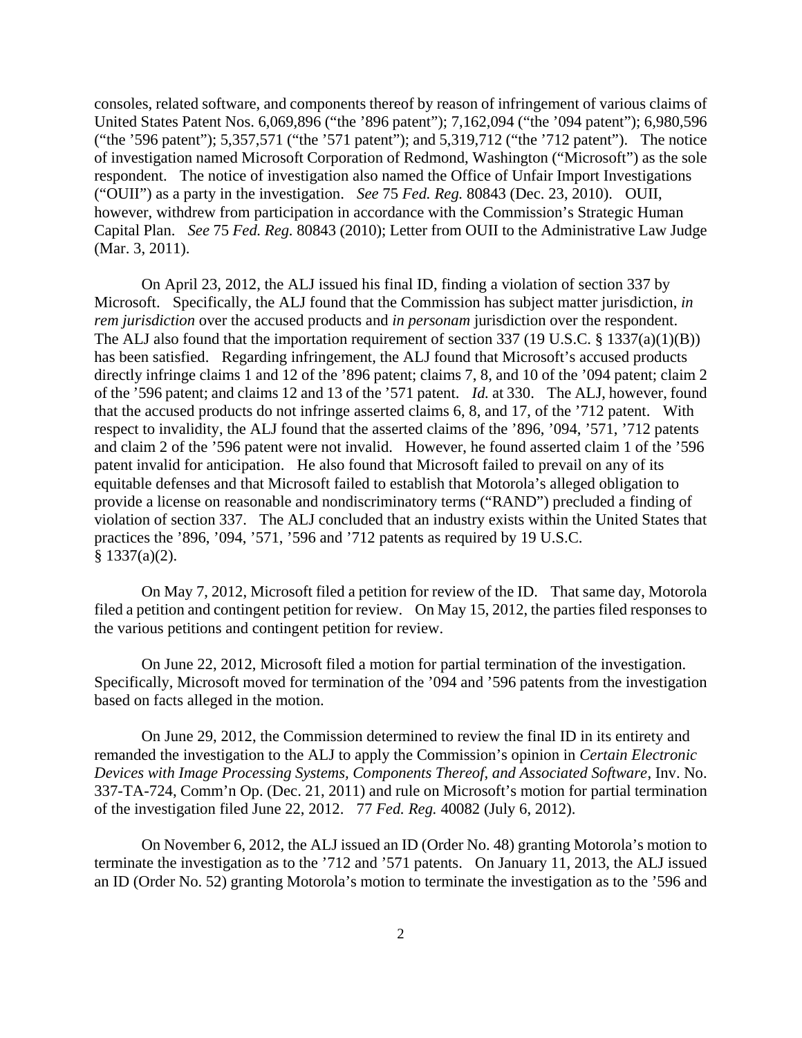consoles, related software, and components thereof by reason of infringement of various claims of United States Patent Nos. 6,069,896 ("the '896 patent"); 7,162,094 ("the '094 patent"); 6,980,596 ("the '596 patent"); 5,357,571 ("the '571 patent"); and 5,319,712 ("the '712 patent"). The notice of investigation named Microsoft Corporation of Redmond, Washington ("Microsoft") as the sole respondent. The notice of investigation also named the Office of Unfair Import Investigations ("OUII") as a party in the investigation. *See* 75 *Fed. Reg.* 80843 (Dec. 23, 2010). OUII, however, withdrew from participation in accordance with the Commission's Strategic Human Capital Plan. *See* 75 *Fed. Reg.* 80843 (2010); Letter from OUII to the Administrative Law Judge (Mar. 3, 2011).

On April 23, 2012, the ALJ issued his final ID, finding a violation of section 337 by Microsoft. Specifically, the ALJ found that the Commission has subject matter jurisdiction, *in rem jurisdiction* over the accused products and *in personam* jurisdiction over the respondent. The ALJ also found that the importation requirement of section 337 (19 U.S.C. § 1337(a)(1)(B)) has been satisfied. Regarding infringement, the ALJ found that Microsoft's accused products directly infringe claims 1 and 12 of the '896 patent; claims 7, 8, and 10 of the '094 patent; claim 2 of the '596 patent; and claims 12 and 13 of the '571 patent. *Id.* at 330. The ALJ, however, found that the accused products do not infringe asserted claims 6, 8, and 17, of the '712 patent. With respect to invalidity, the ALJ found that the asserted claims of the '896, '094, '571, '712 patents and claim 2 of the '596 patent were not invalid. However, he found asserted claim 1 of the '596 patent invalid for anticipation. He also found that Microsoft failed to prevail on any of its equitable defenses and that Microsoft failed to establish that Motorola's alleged obligation to provide a license on reasonable and nondiscriminatory terms ("RAND") precluded a finding of violation of section 337. The ALJ concluded that an industry exists within the United States that practices the '896, '094, '571, '596 and '712 patents as required by 19 U.S.C. § 1337(a)(2).

On May 7, 2012, Microsoft filed a petition for review of the ID. That same day, Motorola filed a petition and contingent petition for review. On May 15, 2012, the parties filed responses to the various petitions and contingent petition for review.

On June 22, 2012, Microsoft filed a motion for partial termination of the investigation. Specifically, Microsoft moved for termination of the '094 and '596 patents from the investigation based on facts alleged in the motion.

On June 29, 2012, the Commission determined to review the final ID in its entirety and remanded the investigation to the ALJ to apply the Commission's opinion in *Certain Electronic Devices with Image Processing Systems, Components Thereof, and Associated Software*, Inv. No. 337-TA-724, Comm'n Op. (Dec. 21, 2011) and rule on Microsoft's motion for partial termination of the investigation filed June 22, 2012. 77 *Fed. Reg.* 40082 (July 6, 2012).

On November 6, 2012, the ALJ issued an ID (Order No. 48) granting Motorola's motion to terminate the investigation as to the '712 and '571 patents. On January 11, 2013, the ALJ issued an ID (Order No. 52) granting Motorola's motion to terminate the investigation as to the '596 and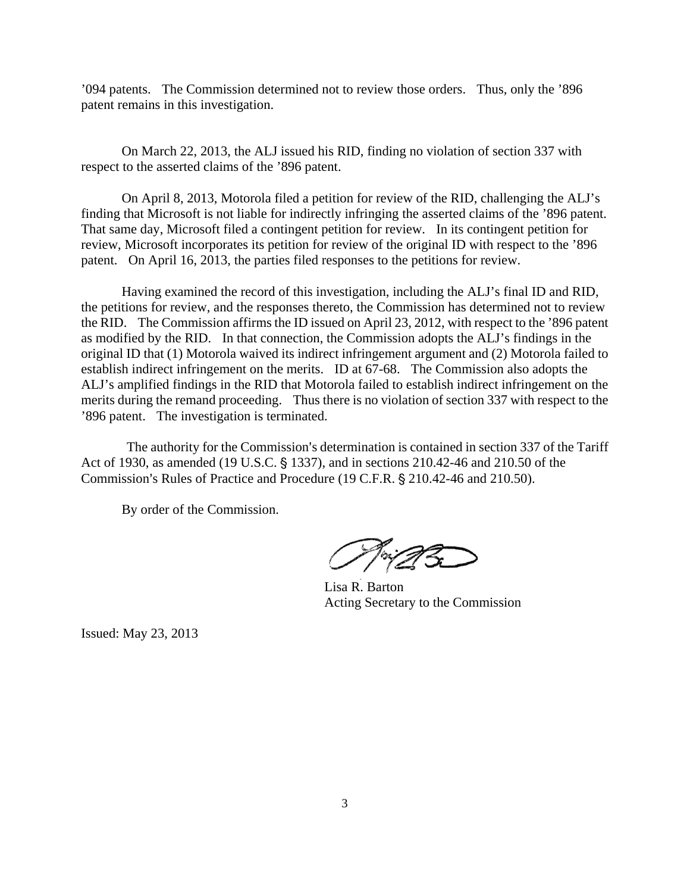’094 patents. The Commission determined not to review those orders. Thus, only the ’896 patent remains in this investigation.

On March 22, 2013, the ALJ issued his RID, finding no violation of section 337 with respect to the asserted claims of the ’896 patent.

On April 8, 2013, Motorola filed a petition for review of the RID, challenging the ALJ’s finding that Microsoft is not liable for indirectly infringing the asserted claims of the ’896 patent. That same day, Microsoft filed a contingent petition for review. In its contingent petition for review, Microsoft incorporates its petition for review of the original ID with respect to the ’896 patent. On April 16, 2013, the parties filed responses to the petitions for review.

Having examined the record of this investigation, including the ALJ’s final ID and RID, the petitions for review, and the responses thereto, the Commission has determined not to review the RID. The Commission affirms the ID issued on April 23, 2012, with respect to the ’896 patent as modified by the RID. In that connection, the Commission adopts the ALJ’s findings in the original ID that (1) Motorola waived its indirect infringement argument and (2) Motorola failed to establish indirect infringement on the merits. ID at 67-68. The Commission also adopts the ALJ’s amplified findings in the RID that Motorola failed to establish indirect infringement on the merits during the remand proceeding. Thus there is no violation of section 337 with respect to the ’896 patent. The investigation is terminated.

The authority for the Commission's determination is contained in section 337 of the Tariff Act of 1930, as amended (19 U.S.C. § 1337), and in sections 210.42-46 and 210.50 of the Commission's Rules of Practice and Procedure (19 C.F.R. § 210.42-46 and 210.50).

By order of the Commission.

Lisa R. Barton
Acting Secretary to the Commission

Issued: May 23, 2013